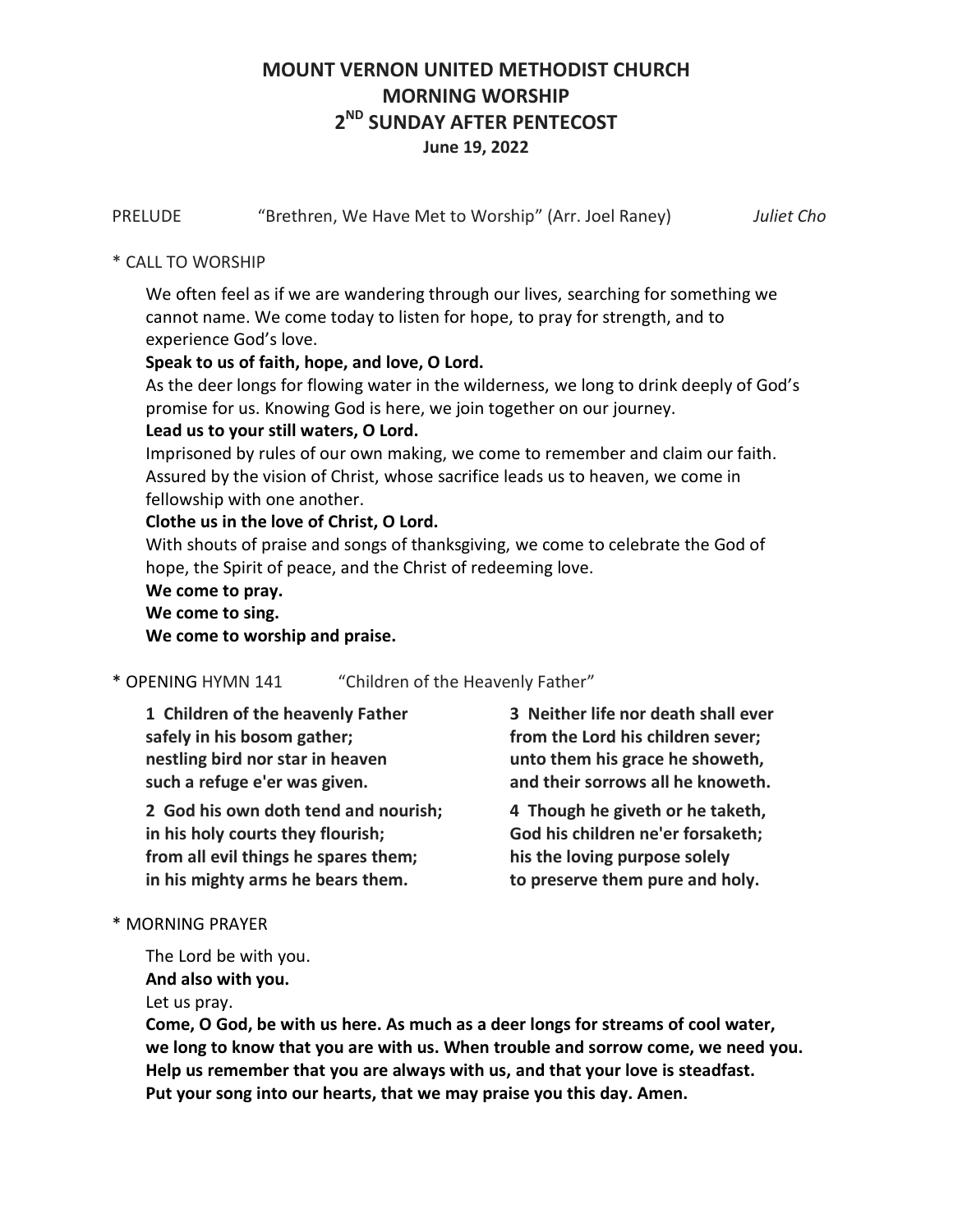# MOUNT VERNON UNITED METHODIST CHURCH
# MORNING WORSHIP
# 2ND SUNDAY AFTER PENTECOST

**June 19, 2022**

PRELUDE "Brethren, We Have Met to Worship" (Arr. Joel Raney) *Juliet Cho*

\* CALL TO WORSHIP

We often feel as if we are wandering through our lives, searching for something we cannot name. We come today to listen for hope, to pray for strength, and to experience God's love.

**Speak to us of faith, hope, and love, O Lord.**

As the deer longs for flowing water in the wilderness, we long to drink deeply of God's promise for us. Knowing God is here, we join together on our journey.

**Lead us to your still waters, O Lord.**

Imprisoned by rules of our own making, we come to remember and claim our faith. Assured by the vision of Christ, whose sacrifice leads us to heaven, we come in fellowship with one another.

**Clothe us in the love of Christ, O Lord.**

With shouts of praise and songs of thanksgiving, we come to celebrate the God of hope, the Spirit of peace, and the Christ of redeeming love.

**We come to pray.**
**We come to sing.**
**We come to worship and praise.**

\* OPENING HYMN 141 "Children of the Heavenly Father"

**1 Children of the heavenly Father**
**safely in his bosom gather;**
**nestling bird nor star in heaven**
**such a refuge e'er was given.**

**2 God his own doth tend and nourish;**
**in his holy courts they flourish;**
**from all evil things he spares them;**
**in his mighty arms he bears them.**

**3 Neither life nor death shall ever**
**from the Lord his children sever;**
**unto them his grace he showeth,**
**and their sorrows all he knoweth.**

**4 Though he giveth or he taketh,**
**God his children ne'er forsaketh;**
**his the loving purpose solely**
**to preserve them pure and holy.**

\* MORNING PRAYER

The Lord be with you.
**And also with you.**
Let us pray.
**Come, O God, be with us here. As much as a deer longs for streams of cool water, we long to know that you are with us. When trouble and sorrow come, we need you. Help us remember that you are always with us, and that your love is steadfast. Put your song into our hearts, that we may praise you this day. Amen.**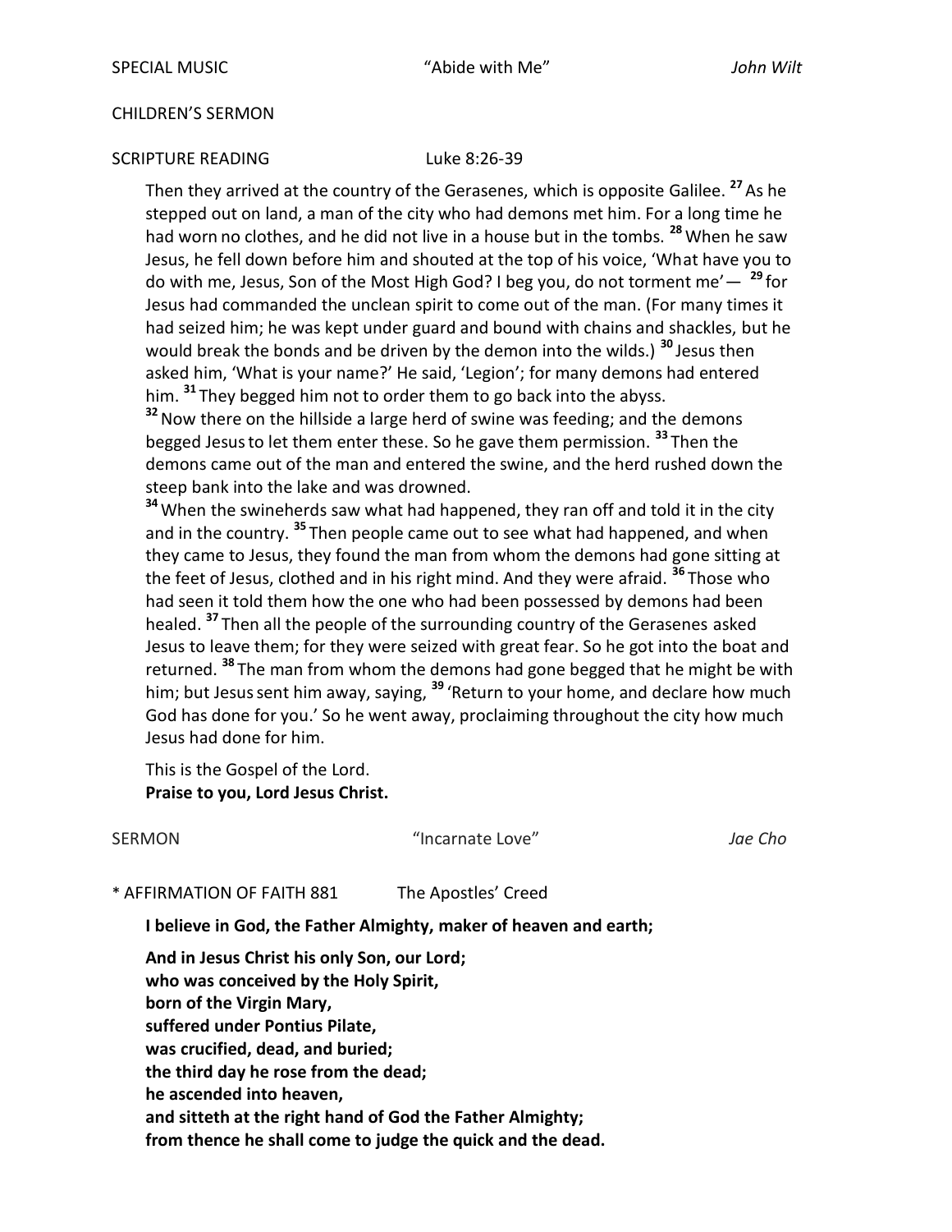SPECIAL MUSIC "Abide with Me" *John Wilt*

CHILDREN'S SERMON

SCRIPTURE READING Luke 8:26-39

Then they arrived at the country of the Gerasenes, which is opposite Galilee. [27] As he stepped out on land, a man of the city who had demons met him. For a long time he had worn no clothes, and he did not live in a house but in the tombs. [28] When he saw Jesus, he fell down before him and shouted at the top of his voice, 'What have you to do with me, Jesus, Son of the Most High God? I beg you, do not torment me'— [29] for Jesus had commanded the unclean spirit to come out of the man. (For many times it had seized him; he was kept under guard and bound with chains and shackles, but he would break the bonds and be driven by the demon into the wilds.) [30] Jesus then asked him, 'What is your name?' He said, 'Legion'; for many demons had entered him. [31] They begged him not to order them to go back into the abyss.

[32] Now there on the hillside a large herd of swine was feeding; and the demons begged Jesus to let them enter these. So he gave them permission. [33] Then the demons came out of the man and entered the swine, and the herd rushed down the steep bank into the lake and was drowned.

[34] When the swineherds saw what had happened, they ran off and told it in the city and in the country. [35] Then people came out to see what had happened, and when they came to Jesus, they found the man from whom the demons had gone sitting at the feet of Jesus, clothed and in his right mind. And they were afraid. [36] Those who had seen it told them how the one who had been possessed by demons had been healed. [37] Then all the people of the surrounding country of the Gerasenes asked Jesus to leave them; for they were seized with great fear. So he got into the boat and returned. [38] The man from whom the demons had gone begged that he might be with him; but Jesus sent him away, saying, [39] 'Return to your home, and declare how much God has done for you.' So he went away, proclaiming throughout the city how much Jesus had done for him.

This is the Gospel of the Lord.
**Praise to you, Lord Jesus Christ.**

SERMON "Incarnate Love" *Jae Cho*

\* AFFIRMATION OF FAITH 881 The Apostles' Creed

**I believe in God, the Father Almighty, maker of heaven and earth;**

**And in Jesus Christ his only Son, our Lord;**
**who was conceived by the Holy Spirit,**
**born of the Virgin Mary,**
**suffered under Pontius Pilate,**
**was crucified, dead, and buried;**
**the third day he rose from the dead;**
**he ascended into heaven,**
**and sitteth at the right hand of God the Father Almighty;**
**from thence he shall come to judge the quick and the dead.**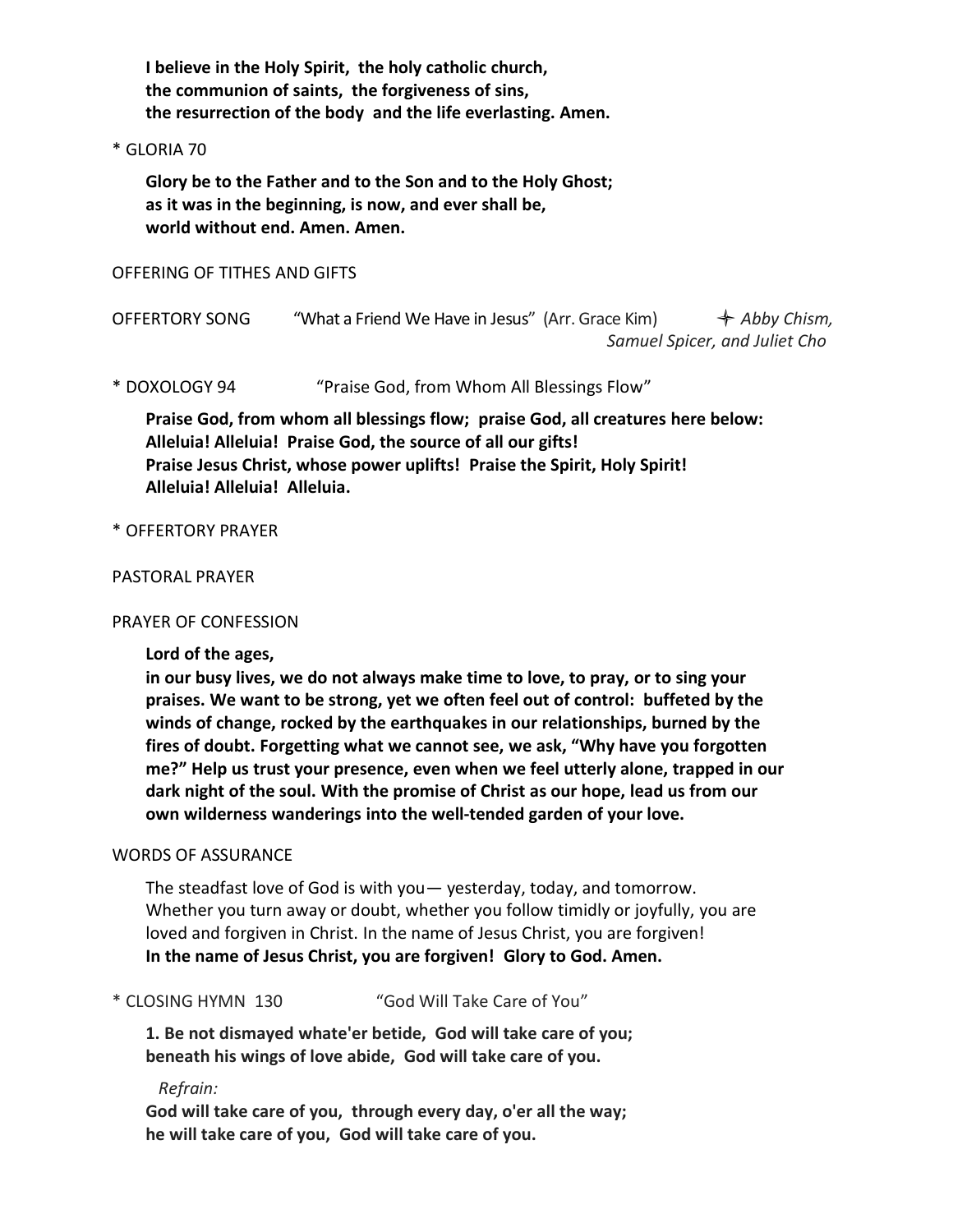**I believe in the Holy Spirit, the holy catholic church,**
**the communion of saints, the forgiveness of sins,**
**the resurrection of the body and the life everlasting. Amen.**

* GLORIA 70

**Glory be to the Father and to the Son and to the Holy Ghost;**
**as it was in the beginning, is now, and ever shall be,**
**world without end. Amen. Amen.**

OFFERING OF TITHES AND GIFTS

OFFERTORY SONG "What a Friend We Have in Jesus" (Arr. Grace Kim) ✦ *Abby Chism, Samuel Spicer, and Juliet Cho*

* DOXOLOGY 94 "Praise God, from Whom All Blessings Flow"

**Praise God, from whom all blessings flow; praise God, all creatures here below:**
**Alleluia! Alleluia! Praise God, the source of all our gifts!**
**Praise Jesus Christ, whose power uplifts! Praise the Spirit, Holy Spirit!**
**Alleluia! Alleluia! Alleluia.**

* OFFERTORY PRAYER

PASTORAL PRAYER

PRAYER OF CONFESSION

**Lord of the ages,**
**in our busy lives, we do not always make time to love, to pray, or to sing your praises. We want to be strong, yet we often feel out of control: buffeted by the winds of change, rocked by the earthquakes in our relationships, burned by the fires of doubt. Forgetting what we cannot see, we ask, "Why have you forgotten me?" Help us trust your presence, even when we feel utterly alone, trapped in our dark night of the soul. With the promise of Christ as our hope, lead us from our own wilderness wanderings into the well-tended garden of your love.**

WORDS OF ASSURANCE

The steadfast love of God is with you— yesterday, today, and tomorrow. Whether you turn away or doubt, whether you follow timidly or joyfully, you are loved and forgiven in Christ. In the name of Jesus Christ, you are forgiven!
**In the name of Jesus Christ, you are forgiven! Glory to God. Amen.**

* CLOSING HYMN 130 "God Will Take Care of You"

**1. Be not dismayed whate'er betide, God will take care of you;**
**beneath his wings of love abide, God will take care of you.**

*Refrain:*
**God will take care of you, through every day, o'er all the way;**
**he will take care of you, God will take care of you.**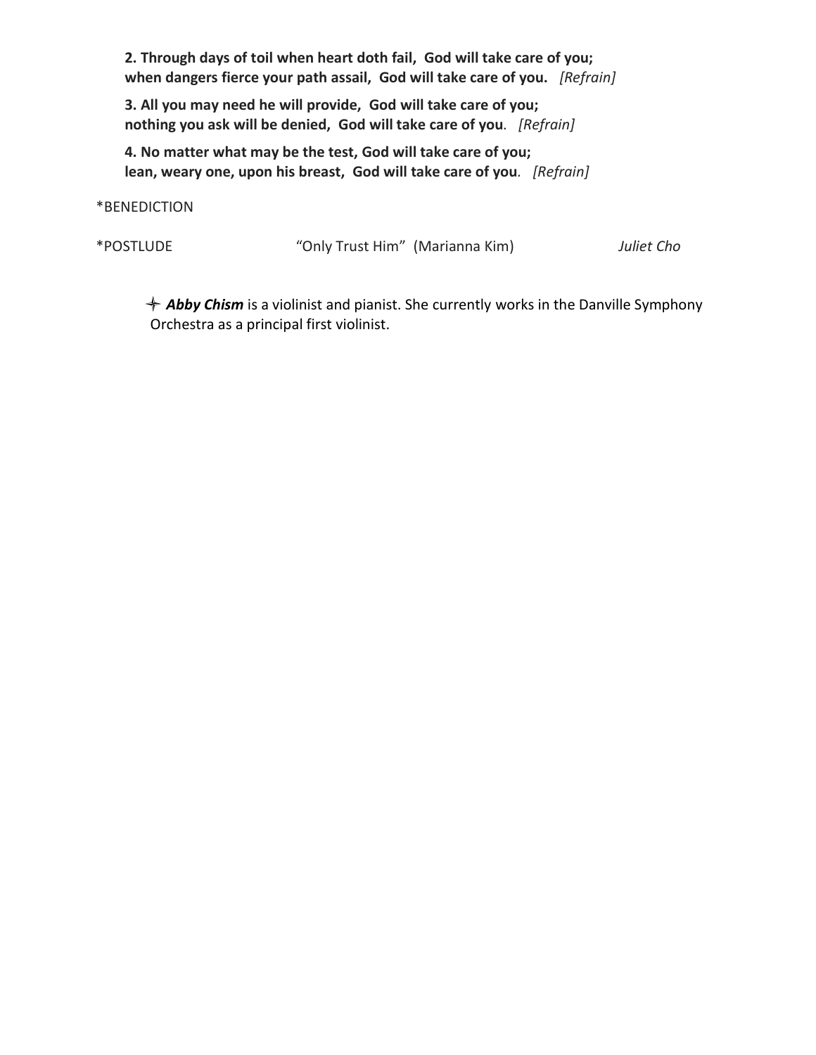**2. Through days of toil when heart doth fail, God will take care of you;**
**when dangers fierce your path assail, God will take care of you.** *[Refrain]*

**3. All you may need he will provide, God will take care of you;**
**nothing you ask will be denied, God will take care of you**. *[Refrain]*

**4. No matter what may be the test, God will take care of you;**
**lean, weary one, upon his breast, God will take care of you**. *[Refrain]*

*BENEDICTION

*POSTLUDE "Only Trust Him" (Marianna Kim) *Juliet Cho*

✧ ***Abby Chism*** is a violinist and pianist. She currently works in the Danville Symphony Orchestra as a principal first violinist.